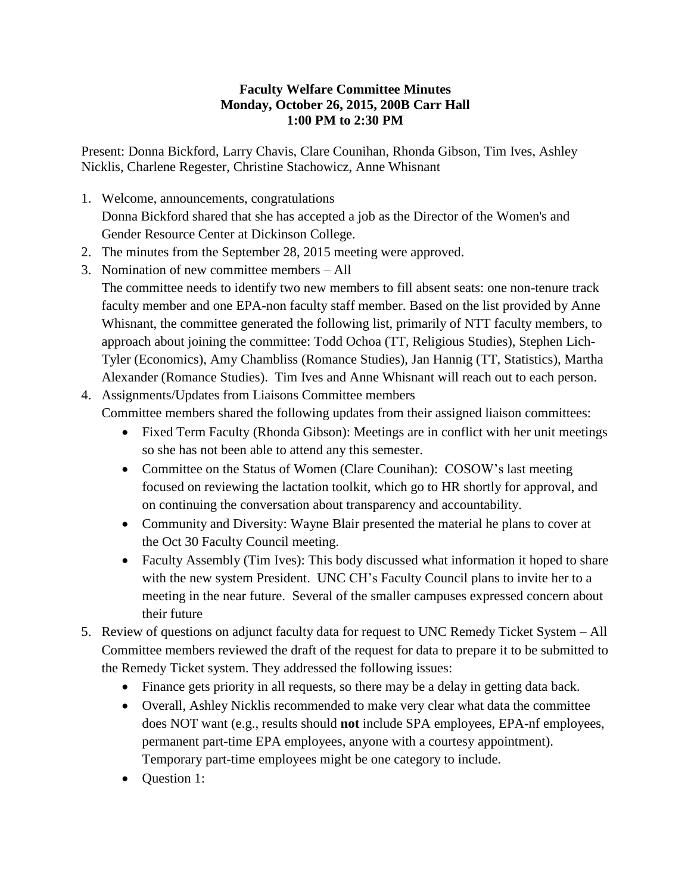**Faculty Welfare Committee Minutes**
**Monday, October 26, 2015, 200B Carr Hall**
**1:00 PM to 2:30 PM**

Present: Donna Bickford, Larry Chavis, Clare Counihan, Rhonda Gibson, Tim Ives, Ashley Nicklis, Charlene Regester, Christine Stachowicz, Anne Whisnant

1. Welcome, announcements, congratulations
   Donna Bickford shared that she has accepted a job as the Director of the Women's and Gender Resource Center at Dickinson College.
2. The minutes from the September 28, 2015 meeting were approved.
3. Nomination of new committee members – All
   The committee needs to identify two new members to fill absent seats: one non-tenure track faculty member and one EPA-non faculty staff member. Based on the list provided by Anne Whisnant, the committee generated the following list, primarily of NTT faculty members, to approach about joining the committee: Todd Ochoa (TT, Religious Studies), Stephen Lich-Tyler (Economics), Amy Chambliss (Romance Studies), Jan Hannig (TT, Statistics), Martha Alexander (Romance Studies). Tim Ives and Anne Whisnant will reach out to each person.
4. Assignments/Updates from Liaisons Committee members
   Committee members shared the following updates from their assigned liaison committees:
   - Fixed Term Faculty (Rhonda Gibson): Meetings are in conflict with her unit meetings so she has not been able to attend any this semester.
   - Committee on the Status of Women (Clare Counihan): COSOW's last meeting focused on reviewing the lactation toolkit, which go to HR shortly for approval, and on continuing the conversation about transparency and accountability.
   - Community and Diversity: Wayne Blair presented the material he plans to cover at the Oct 30 Faculty Council meeting.
   - Faculty Assembly (Tim Ives): This body discussed what information it hoped to share with the new system President. UNC CH's Faculty Council plans to invite her to a meeting in the near future. Several of the smaller campuses expressed concern about their future
5. Review of questions on adjunct faculty data for request to UNC Remedy Ticket System – All
   Committee members reviewed the draft of the request for data to prepare it to be submitted to the Remedy Ticket system. They addressed the following issues:
   - Finance gets priority in all requests, so there may be a delay in getting data back.
   - Overall, Ashley Nicklis recommended to make very clear what data the committee does NOT want (e.g., results should **not** include SPA employees, EPA-nf employees, permanent part-time EPA employees, anyone with a courtesy appointment). Temporary part-time employees might be one category to include.
   - Question 1: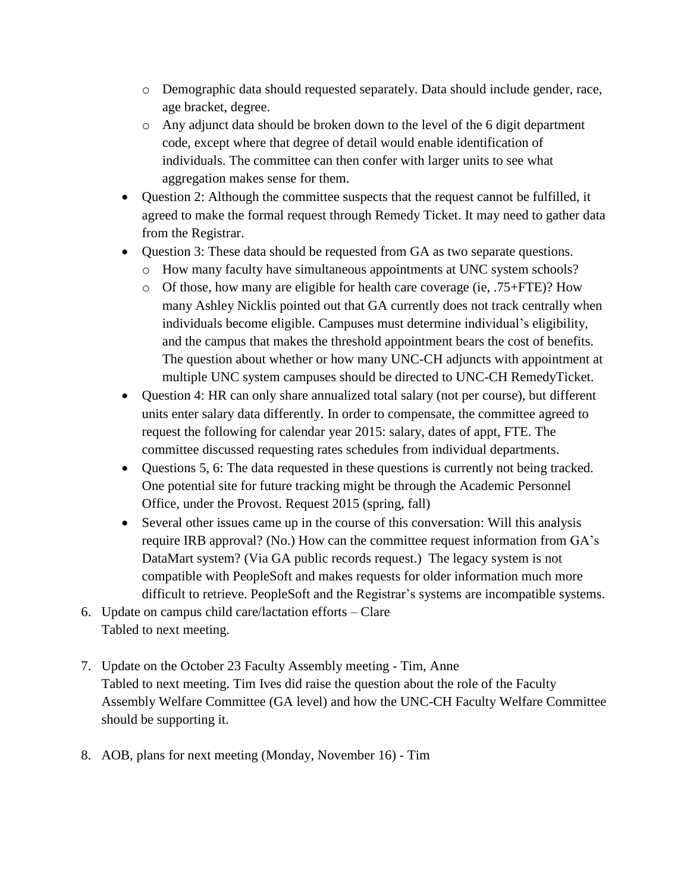- Demographic data should requested separately. Data should include gender, race, age bracket, degree.
    - Any adjunct data should be broken down to the level of the 6 digit department code, except where that degree of detail would enable identification of individuals. The committee can then confer with larger units to see what aggregation makes sense for them.
  - Question 2: Although the committee suspects that the request cannot be fulfilled, it agreed to make the formal request through Remedy Ticket. It may need to gather data from the Registrar.
  - Question 3: These data should be requested from GA as two separate questions.
    - How many faculty have simultaneous appointments at UNC system schools?
    - Of those, how many are eligible for health care coverage (ie, .75+FTE)? How many Ashley Nicklis pointed out that GA currently does not track centrally when individuals become eligible. Campuses must determine individual's eligibility, and the campus that makes the threshold appointment bears the cost of benefits. The question about whether or how many UNC-CH adjuncts with appointment at multiple UNC system campuses should be directed to UNC-CH RemedyTicket.
  - Question 4: HR can only share annualized total salary (not per course), but different units enter salary data differently. In order to compensate, the committee agreed to request the following for calendar year 2015: salary, dates of appt, FTE. The committee discussed requesting rates schedules from individual departments.
  - Questions 5, 6: The data requested in these questions is currently not being tracked. One potential site for future tracking might be through the Academic Personnel Office, under the Provost. Request 2015 (spring, fall)
  - Several other issues came up in the course of this conversation: Will this analysis require IRB approval? (No.) How can the committee request information from GA's DataMart system? (Via GA public records request.) The legacy system is not compatible with PeopleSoft and makes requests for older information much more difficult to retrieve. PeopleSoft and the Registrar's systems are incompatible systems.

6. Update on campus child care/lactation efforts – Clare
   Tabled to next meeting.

7. Update on the October 23 Faculty Assembly meeting - Tim, Anne
   Tabled to next meeting. Tim Ives did raise the question about the role of the Faculty Assembly Welfare Committee (GA level) and how the UNC-CH Faculty Welfare Committee should be supporting it.

8. AOB, plans for next meeting (Monday, November 16) - Tim